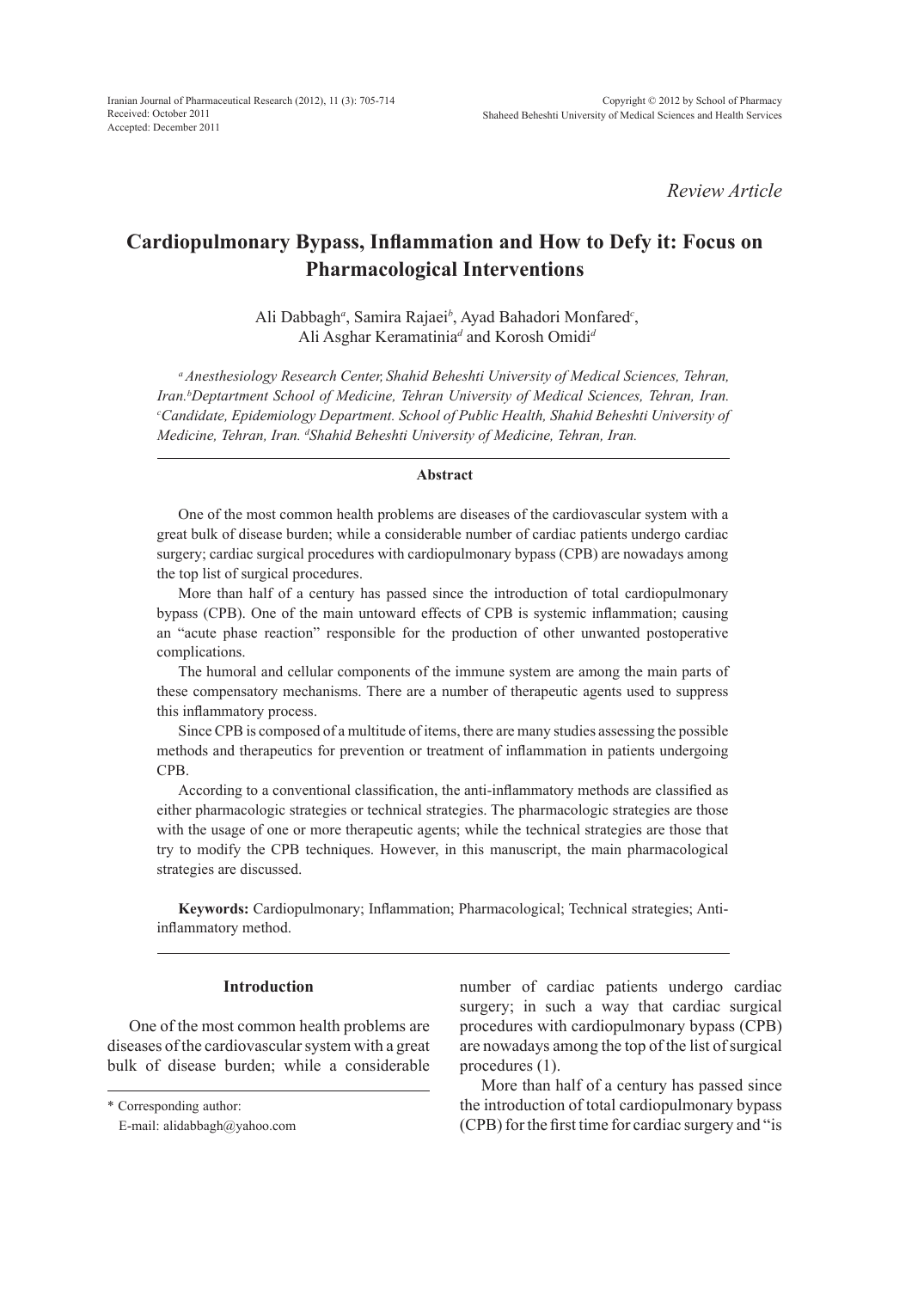*Review Article*

# Cardiopulmonary Bypass, Inflammation and How to Defy it: Focus on Pharmacological Interventions

Ali Dabbagh[a], Samira Rajaei[b], Ayad Bahadori Monfared[c], Ali Asghar Keramatinia[d] and Korosh Omidi[d]

*[a] Anesthesiology Research Center, Shahid Beheshti University of Medical Sciences, Tehran, Iran. [b] Deptartment School of Medicine, Tehran University of Medical Sciences, Tehran, Iran. [c] Candidate, Epidemiology Department. School of Public Health, Shahid Beheshti University of Medicine, Tehran, Iran. [d] Shahid Beheshti University of Medicine, Tehran, Iran.*

## Abstract

One of the most common health problems are diseases of the cardiovascular system with a great bulk of disease burden; while a considerable number of cardiac patients undergo cardiac surgery; cardiac surgical procedures with cardiopulmonary bypass (CPB) are nowadays among the top list of surgical procedures.

More than half of a century has passed since the introduction of total cardiopulmonary bypass (CPB). One of the main untoward effects of CPB is systemic inflammation; causing an "acute phase reaction" responsible for the production of other unwanted postoperative complications.

The humoral and cellular components of the immune system are among the main parts of these compensatory mechanisms. There are a number of therapeutic agents used to suppress this inflammatory process.

Since CPB is composed of a multitude of items, there are many studies assessing the possible methods and therapeutics for prevention or treatment of inflammation in patients undergoing CPB.

According to a conventional classification, the anti-inflammatory methods are classified as either pharmacologic strategies or technical strategies. The pharmacologic strategies are those with the usage of one or more therapeutic agents; while the technical strategies are those that try to modify the CPB techniques. However, in this manuscript, the main pharmacological strategies are discussed.

**Keywords:** Cardiopulmonary; Inflammation; Pharmacological; Technical strategies; Anti-inflammatory method.

## Introduction

One of the most common health problems are diseases of the cardiovascular system with a great bulk of disease burden; while a considerable number of cardiac patients undergo cardiac surgery; in such a way that cardiac surgical procedures with cardiopulmonary bypass (CPB) are nowadays among the top of the list of surgical procedures (1).

More than half of a century has passed since the introduction of total cardiopulmonary bypass (CPB) for the first time for cardiac surgery and "is

\* Corresponding author:
E-mail: alidabbagh@yahoo.com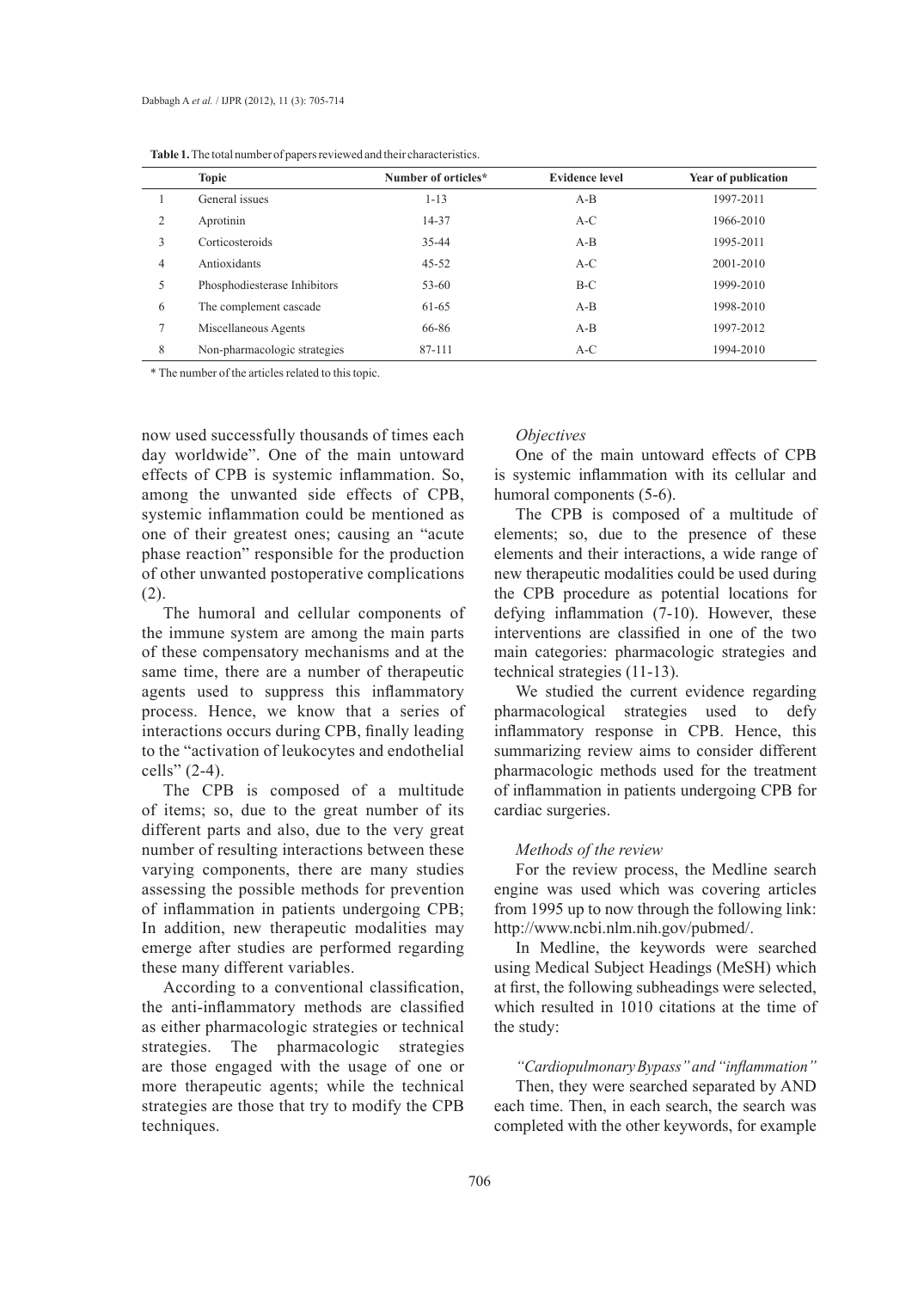**Table 1.** The total number of papers reviewed and their characteristics.

| | Topic | Number of orticles* | Evidence level | Year of publication |
|---|---|---|---|---|
| 1 | General issues | 1-13 | A-B | 1997-2011 |
| 2 | Aprotinin | 14-37 | A-C | 1966-2010 |
| 3 | Corticosteroids | 35-44 | A-B | 1995-2011 |
| 4 | Antioxidants | 45-52 | A-C | 2001-2010 |
| 5 | Phosphodiesterase Inhibitors | 53-60 | B-C | 1999-2010 |
| 6 | The complement cascade | 61-65 | A-B | 1998-2010 |
| 7 | Miscellaneous Agents | 66-86 | A-B | 1997-2012 |
| 8 | Non-pharmacologic strategies | 87-111 | A-C | 1994-2010 |

\* The number of the articles related to this topic.

now used successfully thousands of times each day worldwide". One of the main untoward effects of CPB is systemic inflammation. So, among the unwanted side effects of CPB, systemic inflammation could be mentioned as one of their greatest ones; causing an "acute phase reaction" responsible for the production of other unwanted postoperative complications (2).

The humoral and cellular components of the immune system are among the main parts of these compensatory mechanisms and at the same time, there are a number of therapeutic agents used to suppress this inflammatory process. Hence, we know that a series of interactions occurs during CPB, finally leading to the "activation of leukocytes and endothelial cells" (2-4).

The CPB is composed of a multitude of items; so, due to the great number of its different parts and also, due to the very great number of resulting interactions between these varying components, there are many studies assessing the possible methods for prevention of inflammation in patients undergoing CPB; In addition, new therapeutic modalities may emerge after studies are performed regarding these many different variables.

According to a conventional classification, the anti-inflammatory methods are classified as either pharmacologic strategies or technical strategies. The pharmacologic strategies are those engaged with the usage of one or more therapeutic agents; while the technical strategies are those that try to modify the CPB techniques.

### *Objectives*

One of the main untoward effects of CPB is systemic inflammation with its cellular and humoral components (5-6).

The CPB is composed of a multitude of elements; so, due to the presence of these elements and their interactions, a wide range of new therapeutic modalities could be used during the CPB procedure as potential locations for defying inflammation (7-10). However, these interventions are classified in one of the two main categories: pharmacologic strategies and technical strategies (11-13).

We studied the current evidence regarding pharmacological strategies used to defy inflammatory response in CPB. Hence, this summarizing review aims to consider different pharmacologic methods used for the treatment of inflammation in patients undergoing CPB for cardiac surgeries.

### *Methods of the review*

For the review process, the Medline search engine was used which was covering articles from 1995 up to now through the following link: http://www.ncbi.nlm.nih.gov/pubmed/.

In Medline, the keywords were searched using Medical Subject Headings (MeSH) which at first, the following subheadings were selected, which resulted in 1010 citations at the time of the study:

*"Cardiopulmonary Bypass" and "inflammation"*

Then, they were searched separated by AND each time. Then, in each search, the search was completed with the other keywords, for example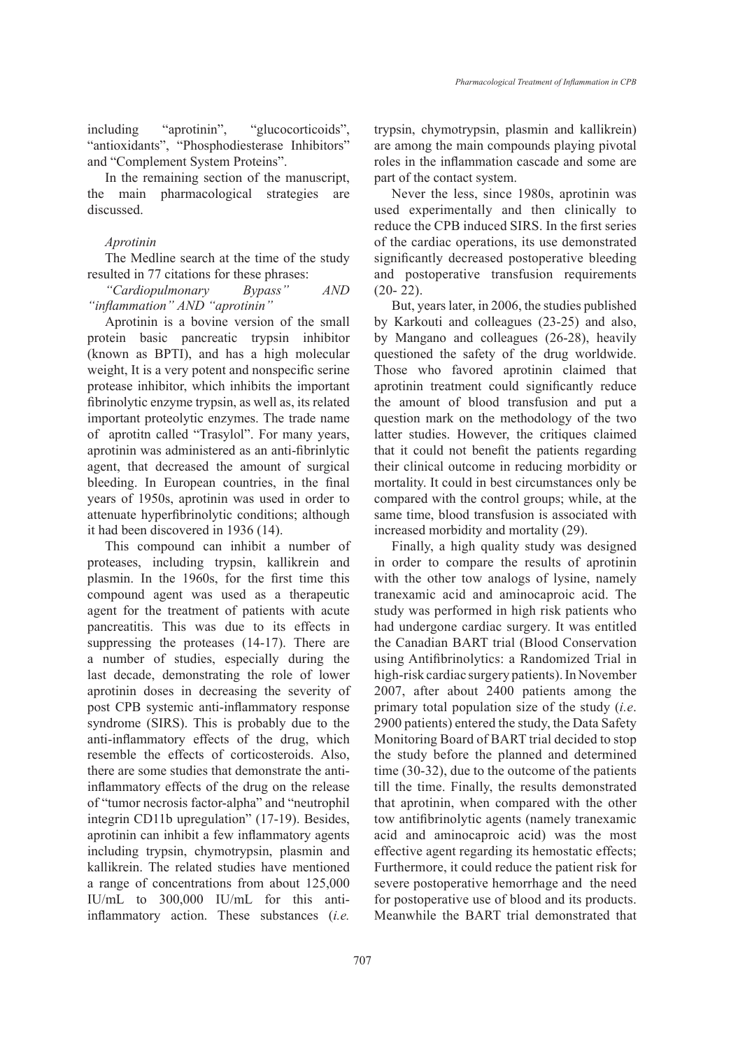including "aprotinin", "glucocorticoids", "antioxidants", "Phosphodiesterase Inhibitors" and "Complement System Proteins".

In the remaining section of the manuscript, the main pharmacological strategies are discussed.

*Aprotinin*

The Medline search at the time of the study resulted in 77 citations for these phrases:

*"Cardiopulmonary Bypass" AND "inflammation" AND "aprotinin"*

Aprotinin is a bovine version of the small protein basic pancreatic trypsin inhibitor (known as BPTI), and has a high molecular weight, It is a very potent and nonspecific serine protease inhibitor, which inhibits the important fibrinolytic enzyme trypsin, as well as, its related important proteolytic enzymes. The trade name of aprotitn called "Trasylol". For many years, aprotinin was administered as an anti-fibrinlytic agent, that decreased the amount of surgical bleeding. In European countries, in the final years of 1950s, aprotinin was used in order to attenuate hyperfibrinolytic conditions; although it had been discovered in 1936 (14).

This compound can inhibit a number of proteases, including trypsin, kallikrein and plasmin. In the 1960s, for the first time this compound agent was used as a therapeutic agent for the treatment of patients with acute pancreatitis. This was due to its effects in suppressing the proteases (14-17). There are a number of studies, especially during the last decade, demonstrating the role of lower aprotinin doses in decreasing the severity of post CPB systemic anti-inflammatory response syndrome (SIRS). This is probably due to the anti-inflammatory effects of the drug, which resemble the effects of corticosteroids. Also, there are some studies that demonstrate the anti-inflammatory effects of the drug on the release of "tumor necrosis factor-alpha" and "neutrophil integrin CD11b upregulation" (17-19). Besides, aprotinin can inhibit a few inflammatory agents including trypsin, chymotrypsin, plasmin and kallikrein. The related studies have mentioned a range of concentrations from about 125,000 IU/mL to 300,000 IU/mL for this anti-inflammatory action. These substances (*i.e.* trypsin, chymotrypsin, plasmin and kallikrein) are among the main compounds playing pivotal roles in the inflammation cascade and some are part of the contact system.

Never the less, since 1980s, aprotinin was used experimentally and then clinically to reduce the CPB induced SIRS. In the first series of the cardiac operations, its use demonstrated significantly decreased postoperative bleeding and postoperative transfusion requirements (20- 22).

But, years later, in 2006, the studies published by Karkouti and colleagues (23-25) and also, by Mangano and colleagues (26-28), heavily questioned the safety of the drug worldwide. Those who favored aprotinin claimed that aprotinin treatment could significantly reduce the amount of blood transfusion and put a question mark on the methodology of the two latter studies. However, the critiques claimed that it could not benefit the patients regarding their clinical outcome in reducing morbidity or mortality. It could in best circumstances only be compared with the control groups; while, at the same time, blood transfusion is associated with increased morbidity and mortality (29).

Finally, a high quality study was designed in order to compare the results of aprotinin with the other tow analogs of lysine, namely tranexamic acid and aminocaproic acid. The study was performed in high risk patients who had undergone cardiac surgery. It was entitled the Canadian BART trial (Blood Conservation using Antifibrinolytics: a Randomized Trial in high-risk cardiac surgery patients). In November 2007, after about 2400 patients among the primary total population size of the study (*i.e*. 2900 patients) entered the study, the Data Safety Monitoring Board of BART trial decided to stop the study before the planned and determined time (30-32), due to the outcome of the patients till the time. Finally, the results demonstrated that aprotinin, when compared with the other tow antifibrinolytic agents (namely tranexamic acid and aminocaproic acid) was the most effective agent regarding its hemostatic effects; Furthermore, it could reduce the patient risk for severe postoperative hemorrhage and the need for postoperative use of blood and its products. Meanwhile the BART trial demonstrated that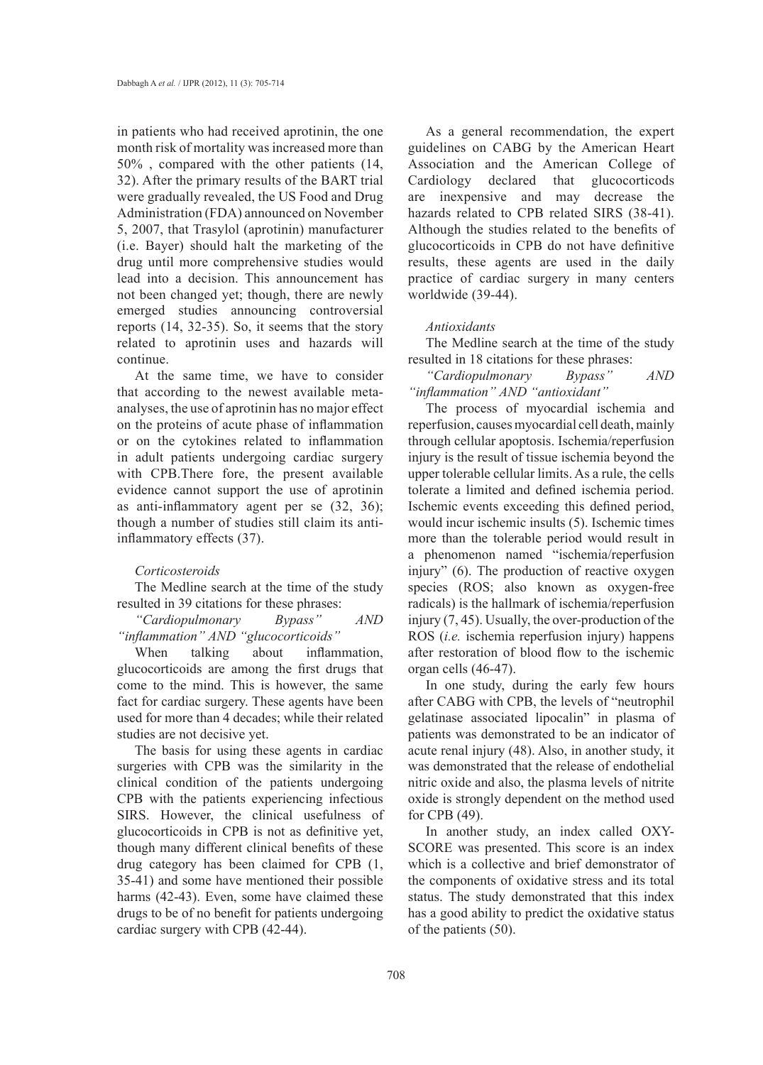in patients who had received aprotinin, the one month risk of mortality was increased more than 50% , compared with the other patients (14, 32). After the primary results of the BART trial were gradually revealed, the US Food and Drug Administration (FDA) announced on November 5, 2007, that Trasylol (aprotinin) manufacturer (i.e. Bayer) should halt the marketing of the drug until more comprehensive studies would lead into a decision. This announcement has not been changed yet; though, there are newly emerged studies announcing controversial reports (14, 32-35). So, it seems that the story related to aprotinin uses and hazards will continue.

At the same time, we have to consider that according to the newest available meta-analyses, the use of aprotinin has no major effect on the proteins of acute phase of inflammation or on the cytokines related to inflammation in adult patients undergoing cardiac surgery with CPB.There fore, the present available evidence cannot support the use of aprotinin as anti-inflammatory agent per se (32, 36); though a number of studies still claim its anti-inflammatory effects (37).

### *Corticosteroids*

The Medline search at the time of the study resulted in 39 citations for these phrases:

*"Cardiopulmonary Bypass" AND "inflammation" AND "glucocorticoids"*

When talking about inflammation, glucocorticoids are among the first drugs that come to the mind. This is however, the same fact for cardiac surgery. These agents have been used for more than 4 decades; while their related studies are not decisive yet.

The basis for using these agents in cardiac surgeries with CPB was the similarity in the clinical condition of the patients undergoing CPB with the patients experiencing infectious SIRS. However, the clinical usefulness of glucocorticoids in CPB is not as definitive yet, though many different clinical benefits of these drug category has been claimed for CPB (1, 35-41) and some have mentioned their possible harms (42-43). Even, some have claimed these drugs to be of no benefit for patients undergoing cardiac surgery with CPB (42-44).

As a general recommendation, the expert guidelines on CABG by the American Heart Association and the American College of Cardiology declared that glucocorticods are inexpensive and may decrease the hazards related to CPB related SIRS (38-41). Although the studies related to the benefits of glucocorticoids in CPB do not have definitive results, these agents are used in the daily practice of cardiac surgery in many centers worldwide (39-44).

### *Antioxidants*

The Medline search at the time of the study resulted in 18 citations for these phrases:

*"Cardiopulmonary Bypass" AND "inflammation" AND "antioxidant"*

The process of myocardial ischemia and reperfusion, causes myocardial cell death, mainly through cellular apoptosis. Ischemia/reperfusion injury is the result of tissue ischemia beyond the upper tolerable cellular limits. As a rule, the cells tolerate a limited and defined ischemia period. Ischemic events exceeding this defined period, would incur ischemic insults (5). Ischemic times more than the tolerable period would result in a phenomenon named "ischemia/reperfusion injury" (6). The production of reactive oxygen species (ROS; also known as oxygen-free radicals) is the hallmark of ischemia/reperfusion injury (7, 45). Usually, the over-production of the ROS (*i.e.* ischemia reperfusion injury) happens after restoration of blood flow to the ischemic organ cells (46-47).

In one study, during the early few hours after CABG with CPB, the levels of "neutrophil gelatinase associated lipocalin" in plasma of patients was demonstrated to be an indicator of acute renal injury (48). Also, in another study, it was demonstrated that the release of endothelial nitric oxide and also, the plasma levels of nitrite oxide is strongly dependent on the method used for CPB (49).

In another study, an index called OXY-SCORE was presented. This score is an index which is a collective and brief demonstrator of the components of oxidative stress and its total status. The study demonstrated that this index has a good ability to predict the oxidative status of the patients (50).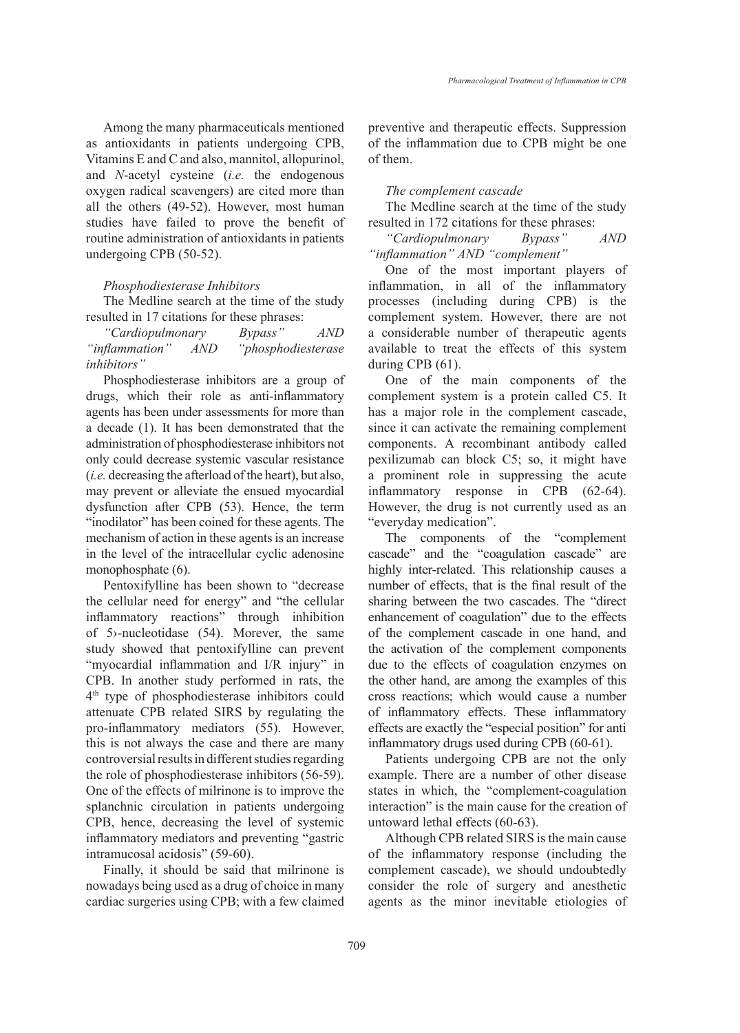Among the many pharmaceuticals mentioned as antioxidants in patients undergoing CPB, Vitamins E and C and also, mannitol, allopurinol, and *N*-acetyl cysteine (*i.e.* the endogenous oxygen radical scavengers) are cited more than all the others (49-52). However, most human studies have failed to prove the benefit of routine administration of antioxidants in patients undergoing CPB (50-52).

### *Phosphodiesterase Inhibitors*

The Medline search at the time of the study resulted in 17 citations for these phrases:

*"Cardiopulmonary Bypass" AND "inflammation" AND "phosphodiesterase inhibitors"*

Phosphodiesterase inhibitors are a group of drugs, which their role as anti-inflammatory agents has been under assessments for more than a decade (1). It has been demonstrated that the administration of phosphodiesterase inhibitors not only could decrease systemic vascular resistance (*i.e.* decreasing the afterload of the heart), but also, may prevent or alleviate the ensued myocardial dysfunction after CPB (53). Hence, the term "inodilator" has been coined for these agents. The mechanism of action in these agents is an increase in the level of the intracellular cyclic adenosine monophosphate (6).

Pentoxifylline has been shown to "decrease the cellular need for energy" and "the cellular inflammatory reactions" through inhibition of 5›-nucleotidase (54). Morever, the same study showed that pentoxifylline can prevent "myocardial inflammation and I/R injury" in CPB. In another study performed in rats, the 4th type of phosphodiesterase inhibitors could attenuate CPB related SIRS by regulating the pro-inflammatory mediators (55). However, this is not always the case and there are many controversial results in different studies regarding the role of phosphodiesterase inhibitors (56-59). One of the effects of milrinone is to improve the splanchnic circulation in patients undergoing CPB, hence, decreasing the level of systemic inflammatory mediators and preventing "gastric intramucosal acidosis" (59-60).

Finally, it should be said that milrinone is nowadays being used as a drug of choice in many cardiac surgeries using CPB; with a few claimed preventive and therapeutic effects. Suppression of the inflammation due to CPB might be one of them.

### *The complement cascade*

The Medline search at the time of the study resulted in 172 citations for these phrases:

*"Cardiopulmonary Bypass" AND "inflammation" AND "complement"*

One of the most important players of inflammation, in all of the inflammatory processes (including during CPB) is the complement system. However, there are not a considerable number of therapeutic agents available to treat the effects of this system during CPB (61).

One of the main components of the complement system is a protein called C5. It has a major role in the complement cascade, since it can activate the remaining complement components. A recombinant antibody called pexilizumab can block C5; so, it might have a prominent role in suppressing the acute inflammatory response in CPB (62-64). However, the drug is not currently used as an "everyday medication".

The components of the "complement cascade" and the "coagulation cascade" are highly inter-related. This relationship causes a number of effects, that is the final result of the sharing between the two cascades. The "direct enhancement of coagulation" due to the effects of the complement cascade in one hand, and the activation of the complement components due to the effects of coagulation enzymes on the other hand, are among the examples of this cross reactions; which would cause a number of inflammatory effects. These inflammatory effects are exactly the "especial position" for anti inflammatory drugs used during CPB (60-61).

Patients undergoing CPB are not the only example. There are a number of other disease states in which, the "complement-coagulation interaction" is the main cause for the creation of untoward lethal effects (60-63).

Although CPB related SIRS is the main cause of the inflammatory response (including the complement cascade), we should undoubtedly consider the role of surgery and anesthetic agents as the minor inevitable etiologies of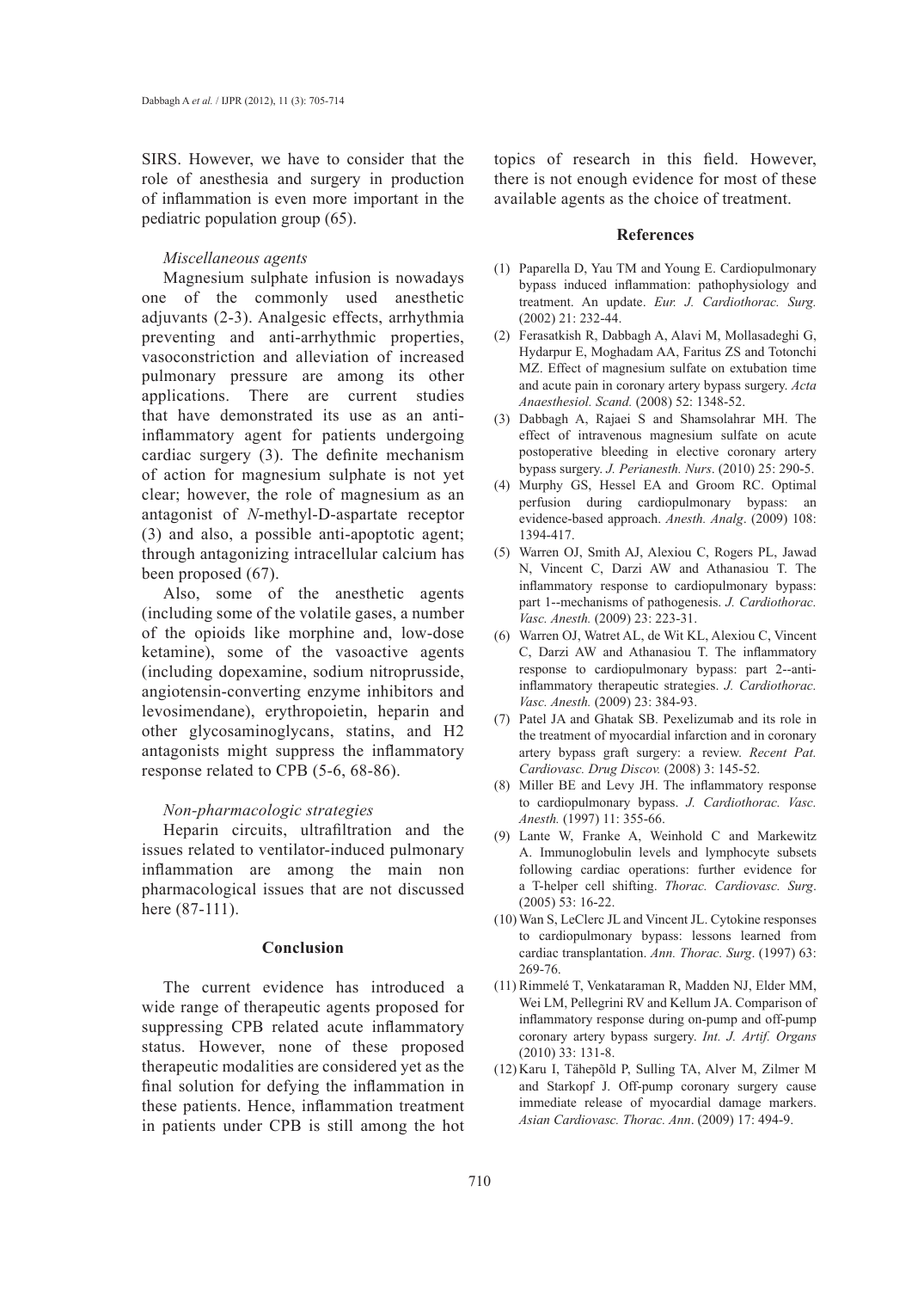SIRS. However, we have to consider that the role of anesthesia and surgery in production of inflammation is even more important in the pediatric population group (65).

### *Miscellaneous agents*

Magnesium sulphate infusion is nowadays one of the commonly used anesthetic adjuvants (2-3). Analgesic effects, arrhythmia preventing and anti-arrhythmic properties, vasoconstriction and alleviation of increased pulmonary pressure are among its other applications. There are current studies that have demonstrated its use as an anti-inflammatory agent for patients undergoing cardiac surgery (3). The definite mechanism of action for magnesium sulphate is not yet clear; however, the role of magnesium as an antagonist of *N*-methyl-D-aspartate receptor (3) and also, a possible anti-apoptotic agent; through antagonizing intracellular calcium has been proposed (67).

Also, some of the anesthetic agents (including some of the volatile gases, a number of the opioids like morphine and, low-dose ketamine), some of the vasoactive agents (including dopexamine, sodium nitroprusside, angiotensin-converting enzyme inhibitors and levosimendane), erythropoietin, heparin and other glycosaminoglycans, statins, and H2 antagonists might suppress the inflammatory response related to CPB (5-6, 68-86).

### *Non-pharmacologic strategies*

Heparin circuits, ultrafiltration and the issues related to ventilator-induced pulmonary inflammation are among the main non pharmacological issues that are not discussed here (87-111).

## Conclusion

The current evidence has introduced a wide range of therapeutic agents proposed for suppressing CPB related acute inflammatory status. However, none of these proposed therapeutic modalities are considered yet as the final solution for defying the inflammation in these patients. Hence, inflammation treatment in patients under CPB is still among the hot topics of research in this field. However, there is not enough evidence for most of these available agents as the choice of treatment.

## References

(1) Paparella D, Yau TM and Young E. Cardiopulmonary bypass induced inflammation: pathophysiology and treatment. An update. *Eur. J. Cardiothorac. Surg.* (2002) 21: 232-44.

(2) Ferasatkish R, Dabbagh A, Alavi M, Mollasadeghi G, Hydarpur E, Moghadam AA, Faritus ZS and Totonchi MZ. Effect of magnesium sulfate on extubation time and acute pain in coronary artery bypass surgery. *Acta Anaesthesiol. Scand.* (2008) 52: 1348-52.

(3) Dabbagh A, Rajaei S and Shamsolahrar MH. The effect of intravenous magnesium sulfate on acute postoperative bleeding in elective coronary artery bypass surgery. *J. Perianesth. Nurs*. (2010) 25: 290-5.

(4) Murphy GS, Hessel EA and Groom RC. Optimal perfusion during cardiopulmonary bypass: an evidence-based approach. *Anesth. Analg*. (2009) 108: 1394-417.

(5) Warren OJ, Smith AJ, Alexiou C, Rogers PL, Jawad N, Vincent C, Darzi AW and Athanasiou T. The inflammatory response to cardiopulmonary bypass: part 1--mechanisms of pathogenesis. *J. Cardiothorac. Vasc. Anesth.* (2009) 23: 223-31.

(6) Warren OJ, Watret AL, de Wit KL, Alexiou C, Vincent C, Darzi AW and Athanasiou T. The inflammatory response to cardiopulmonary bypass: part 2--anti-inflammatory therapeutic strategies. *J. Cardiothorac. Vasc. Anesth.* (2009) 23: 384-93.

(7) Patel JA and Ghatak SB. Pexelizumab and its role in the treatment of myocardial infarction and in coronary artery bypass graft surgery: a review. *Recent Pat. Cardiovasc. Drug Discov.* (2008) 3: 145-52.

(8) Miller BE and Levy JH. The inflammatory response to cardiopulmonary bypass. *J. Cardiothorac. Vasc. Anesth.* (1997) 11: 355-66.

(9) Lante W, Franke A, Weinhold C and Markewitz A. Immunoglobulin levels and lymphocyte subsets following cardiac operations: further evidence for a T-helper cell shifting. *Thorac. Cardiovasc. Surg*. (2005) 53: 16-22.

(10) Wan S, LeClerc JL and Vincent JL. Cytokine responses to cardiopulmonary bypass: lessons learned from cardiac transplantation. *Ann. Thorac. Surg*. (1997) 63: 269-76.

(11) Rimmelé T, Venkataraman R, Madden NJ, Elder MM, Wei LM, Pellegrini RV and Kellum JA. Comparison of inflammatory response during on-pump and off-pump coronary artery bypass surgery. *Int. J. Artif. Organs* (2010) 33: 131-8.

(12) Karu I, Tähepõld P, Sulling TA, Alver M, Zilmer M and Starkopf J. Off-pump coronary surgery cause immediate release of myocardial damage markers. *Asian Cardiovasc. Thorac. Ann*. (2009) 17: 494-9.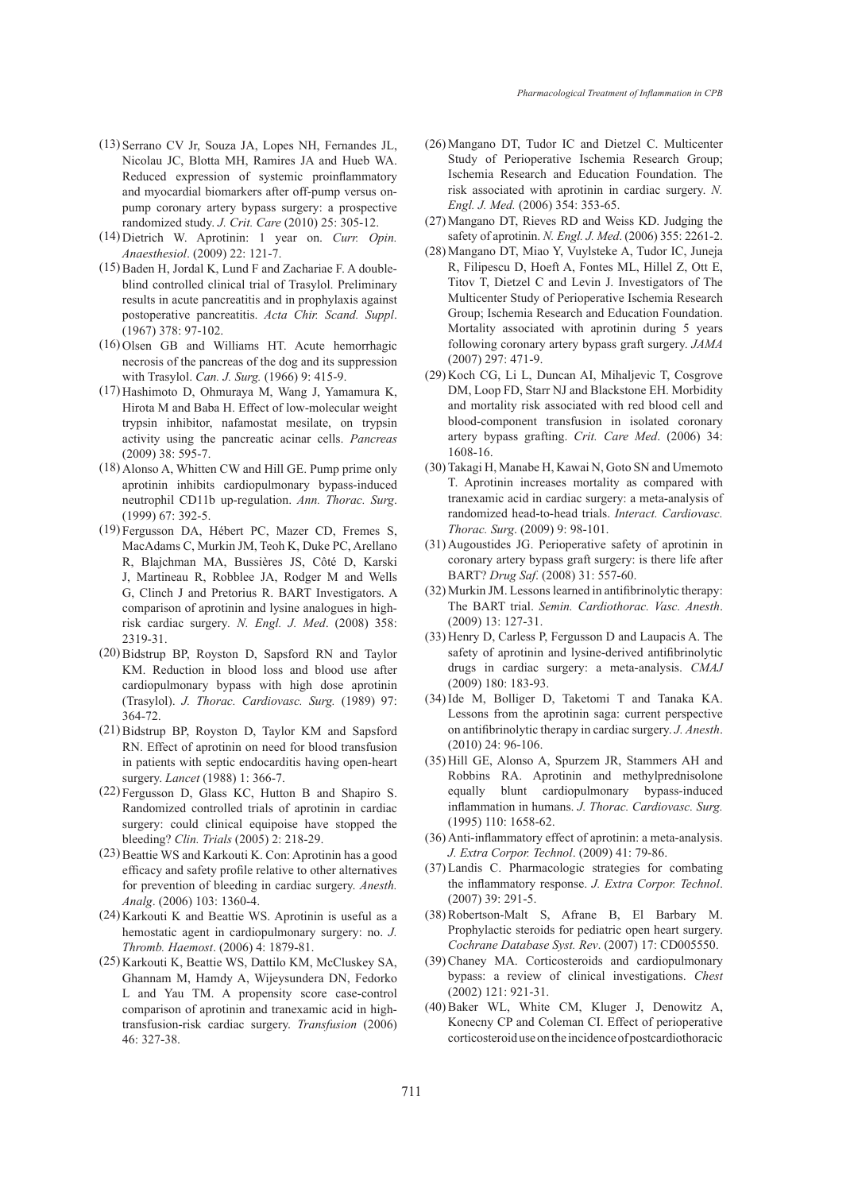(13) Serrano CV Jr, Souza JA, Lopes NH, Fernandes JL, Nicolau JC, Blotta MH, Ramires JA and Hueb WA. Reduced expression of systemic proinflammatory and myocardial biomarkers after off-pump versus on-pump coronary artery bypass surgery: a prospective randomized study. *J. Crit. Care* (2010) 25: 305-12.

(14) Dietrich W. Aprotinin: 1 year on. *Curr. Opin. Anaesthesiol*. (2009) 22: 121-7.

(15) Baden H, Jordal K, Lund F and Zachariae F. A double-blind controlled clinical trial of Trasylol. Preliminary results in acute pancreatitis and in prophylaxis against postoperative pancreatitis. *Acta Chir. Scand. Suppl*. (1967) 378: 97-102.

(16) Olsen GB and Williams HT. Acute hemorrhagic necrosis of the pancreas of the dog and its suppression with Trasylol. *Can. J. Surg.* (1966) 9: 415-9.

(17) Hashimoto D, Ohmuraya M, Wang J, Yamamura K, Hirota M and Baba H. Effect of low-molecular weight trypsin inhibitor, nafamostat mesilate, on trypsin activity using the pancreatic acinar cells. *Pancreas* (2009) 38: 595-7.

(18) Alonso A, Whitten CW and Hill GE. Pump prime only aprotinin inhibits cardiopulmonary bypass-induced neutrophil CD11b up-regulation. *Ann. Thorac. Surg*. (1999) 67: 392-5.

(19) Fergusson DA, Hébert PC, Mazer CD, Fremes S, MacAdams C, Murkin JM, Teoh K, Duke PC, Arellano R, Blajchman MA, Bussières JS, Côté D, Karski J, Martineau R, Robblee JA, Rodger M and Wells G, Clinch J and Pretorius R. BART Investigators. A comparison of aprotinin and lysine analogues in high-risk cardiac surgery. *N. Engl. J. Med*. (2008) 358: 2319-31.

(20) Bidstrup BP, Royston D, Sapsford RN and Taylor KM. Reduction in blood loss and blood use after cardiopulmonary bypass with high dose aprotinin (Trasylol). *J. Thorac. Cardiovasc. Surg.* (1989) 97: 364-72.

(21) Bidstrup BP, Royston D, Taylor KM and Sapsford RN. Effect of aprotinin on need for blood transfusion in patients with septic endocarditis having open-heart surgery. *Lancet* (1988) 1: 366-7.

(22) Fergusson D, Glass KC, Hutton B and Shapiro S. Randomized controlled trials of aprotinin in cardiac surgery: could clinical equipoise have stopped the bleeding? *Clin. Trials* (2005) 2: 218-29.

(23) Beattie WS and Karkouti K. Con: Aprotinin has a good efficacy and safety profile relative to other alternatives for prevention of bleeding in cardiac surgery. *Anesth. Analg*. (2006) 103: 1360-4.

(24) Karkouti K and Beattie WS. Aprotinin is useful as a hemostatic agent in cardiopulmonary surgery: no. *J. Thromb. Haemost*. (2006) 4: 1879-81.

(25) Karkouti K, Beattie WS, Dattilo KM, McCluskey SA, Ghannam M, Hamdy A, Wijeysundera DN, Fedorko L and Yau TM. A propensity score case-control comparison of aprotinin and tranexamic acid in high-transfusion-risk cardiac surgery. *Transfusion* (2006) 46: 327-38.

(26) Mangano DT, Tudor IC and Dietzel C. Multicenter Study of Perioperative Ischemia Research Group; Ischemia Research and Education Foundation. The risk associated with aprotinin in cardiac surgery. *N. Engl. J. Med.* (2006) 354: 353-65.

(27) Mangano DT, Rieves RD and Weiss KD. Judging the safety of aprotinin. *N. Engl. J. Med*. (2006) 355: 2261-2.

(28) Mangano DT, Miao Y, Vuylsteke A, Tudor IC, Juneja R, Filipescu D, Hoeft A, Fontes ML, Hillel Z, Ott E, Titov T, Dietzel C and Levin J. Investigators of The Multicenter Study of Perioperative Ischemia Research Group; Ischemia Research and Education Foundation. Mortality associated with aprotinin during 5 years following coronary artery bypass graft surgery. *JAMA* (2007) 297: 471-9.

(29) Koch CG, Li L, Duncan AI, Mihaljevic T, Cosgrove DM, Loop FD, Starr NJ and Blackstone EH. Morbidity and mortality risk associated with red blood cell and blood-component transfusion in isolated coronary artery bypass grafting. *Crit. Care Med*. (2006) 34: 1608-16.

(30) Takagi H, Manabe H, Kawai N, Goto SN and Umemoto T. Aprotinin increases mortality as compared with tranexamic acid in cardiac surgery: a meta-analysis of randomized head-to-head trials. *Interact. Cardiovasc. Thorac. Surg*. (2009) 9: 98-101.

(31) Augoustides JG. Perioperative safety of aprotinin in coronary artery bypass graft surgery: is there life after BART? *Drug Saf*. (2008) 31: 557-60.

(32) Murkin JM. Lessons learned in antifibrinolytic therapy: The BART trial. *Semin. Cardiothorac. Vasc. Anesth*. (2009) 13: 127-31.

(33) Henry D, Carless P, Fergusson D and Laupacis A. The safety of aprotinin and lysine-derived antifibrinolytic drugs in cardiac surgery: a meta-analysis. *CMAJ* (2009) 180: 183-93.

(34) Ide M, Bolliger D, Taketomi T and Tanaka KA. Lessons from the aprotinin saga: current perspective on antifibrinolytic therapy in cardiac surgery. *J. Anesth*. (2010) 24: 96-106.

(35) Hill GE, Alonso A, Spurzem JR, Stammers AH and Robbins RA. Aprotinin and methylprednisolone equally blunt cardiopulmonary bypass-induced inflammation in humans. *J. Thorac. Cardiovasc. Surg.* (1995) 110: 1658-62.

(36) Anti-inflammatory effect of aprotinin: a meta-analysis. *J. Extra Corpor. Technol*. (2009) 41: 79-86.

(37) Landis C. Pharmacologic strategies for combating the inflammatory response. *J. Extra Corpor. Technol*. (2007) 39: 291-5.

(38) Robertson-Malt S, Afrane B, El Barbary M. Prophylactic steroids for pediatric open heart surgery. *Cochrane Database Syst. Rev*. (2007) 17: CD005550.

(39) Chaney MA. Corticosteroids and cardiopulmonary bypass: a review of clinical investigations. *Chest* (2002) 121: 921-31.

(40) Baker WL, White CM, Kluger J, Denowitz A, Konecny CP and Coleman CI. Effect of perioperative corticosteroid use on the incidence of postcardiothoracic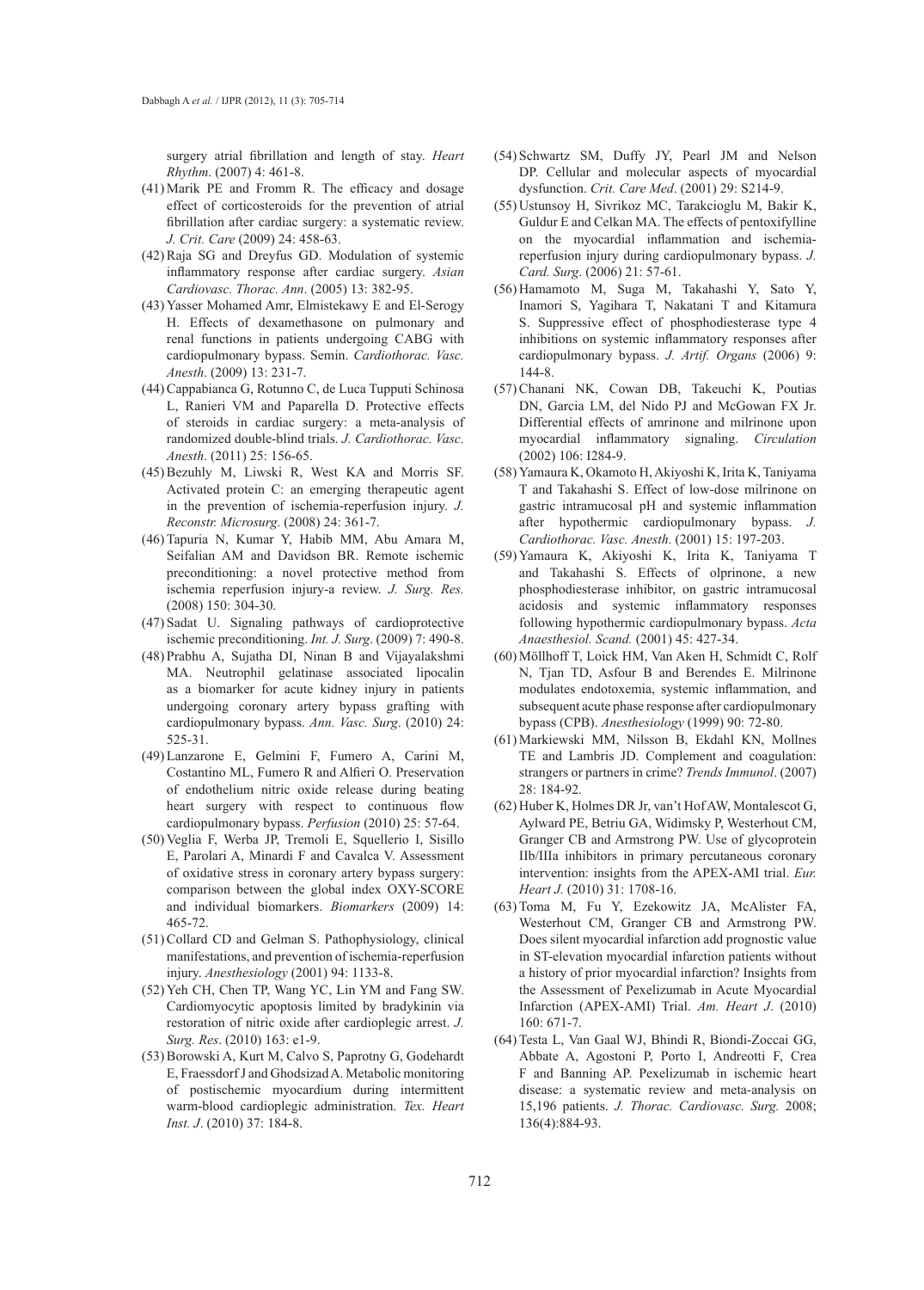surgery atrial fibrillation and length of stay. *Heart Rhythm*. (2007) 4: 461-8.

(41) Marik PE and Fromm R. The efficacy and dosage effect of corticosteroids for the prevention of atrial fibrillation after cardiac surgery: a systematic review. *J. Crit. Care* (2009) 24: 458-63.

(42) Raja SG and Dreyfus GD. Modulation of systemic inflammatory response after cardiac surgery. *Asian Cardiovasc. Thorac. Ann*. (2005) 13: 382-95.

(43) Yasser Mohamed Amr, Elmistekawy E and El-Serogy H. Effects of dexamethasone on pulmonary and renal functions in patients undergoing CABG with cardiopulmonary bypass. Semin. *Cardiothorac. Vasc. Anesth*. (2009) 13: 231-7.

(44) Cappabianca G, Rotunno C, de Luca Tupputi Schinosa L, Ranieri VM and Paparella D. Protective effects of steroids in cardiac surgery: a meta-analysis of randomized double-blind trials. *J. Cardiothorac. Vasc. Anesth*. (2011) 25: 156-65.

(45) Bezuhly M, Liwski R, West KA and Morris SF. Activated protein C: an emerging therapeutic agent in the prevention of ischemia-reperfusion injury. *J. Reconstr. Microsurg*. (2008) 24: 361-7.

(46) Tapuria N, Kumar Y, Habib MM, Abu Amara M, Seifalian AM and Davidson BR. Remote ischemic preconditioning: a novel protective method from ischemia reperfusion injury-a review. *J. Surg. Res.* (2008) 150: 304-30.

(47) Sadat U. Signaling pathways of cardioprotective ischemic preconditioning. *Int. J. Surg*. (2009) 7: 490-8.

(48) Prabhu A, Sujatha DI, Ninan B and Vijayalakshmi MA. Neutrophil gelatinase associated lipocalin as a biomarker for acute kidney injury in patients undergoing coronary artery bypass grafting with cardiopulmonary bypass. *Ann. Vasc. Surg*. (2010) 24: 525-31.

(49) Lanzarone E, Gelmini F, Fumero A, Carini M, Costantino ML, Fumero R and Alfieri O. Preservation of endothelium nitric oxide release during beating heart surgery with respect to continuous flow cardiopulmonary bypass. *Perfusion* (2010) 25: 57-64.

(50) Veglia F, Werba JP, Tremoli E, Squellerio I, Sisillo E, Parolari A, Minardi F and Cavalca V. Assessment of oxidative stress in coronary artery bypass surgery: comparison between the global index OXY-SCORE and individual biomarkers. *Biomarkers* (2009) 14: 465-72.

(51) Collard CD and Gelman S. Pathophysiology, clinical manifestations, and prevention of ischemia-reperfusion injury. *Anesthesiology* (2001) 94: 1133-8.

(52) Yeh CH, Chen TP, Wang YC, Lin YM and Fang SW. Cardiomyocytic apoptosis limited by bradykinin via restoration of nitric oxide after cardioplegic arrest. *J. Surg. Res*. (2010) 163: e1-9.

(53) Borowski A, Kurt M, Calvo S, Paprotny G, Godehardt E, Fraessdorf J and Ghodsizad A. Metabolic monitoring of postischemic myocardium during intermittent warm-blood cardioplegic administration. *Tex. Heart Inst. J*. (2010) 37: 184-8.

(54) Schwartz SM, Duffy JY, Pearl JM and Nelson DP. Cellular and molecular aspects of myocardial dysfunction. *Crit. Care Med*. (2001) 29: S214-9.

(55) Ustunsoy H, Sivrikoz MC, Tarakcioglu M, Bakir K, Guldur E and Celkan MA. The effects of pentoxifylline on the myocardial inflammation and ischemia-reperfusion injury during cardiopulmonary bypass. *J. Card. Surg*. (2006) 21: 57-61.

(56) Hamamoto M, Suga M, Takahashi Y, Sato Y, Inamori S, Yagihara T, Nakatani T and Kitamura S. Suppressive effect of phosphodiesterase type 4 inhibitions on systemic inflammatory responses after cardiopulmonary bypass. *J. Artif. Organs* (2006) 9: 144-8.

(57) Chanani NK, Cowan DB, Takeuchi K, Poutias DN, Garcia LM, del Nido PJ and McGowan FX Jr. Differential effects of amrinone and milrinone upon myocardial inflammatory signaling. *Circulation* (2002) 106: I284-9.

(58) Yamaura K, Okamoto H, Akiyoshi K, Irita K, Taniyama T and Takahashi S. Effect of low-dose milrinone on gastric intramucosal pH and systemic inflammation after hypothermic cardiopulmonary bypass. *J. Cardiothorac. Vasc. Anesth*. (2001) 15: 197-203.

(59) Yamaura K, Akiyoshi K, Irita K, Taniyama T and Takahashi S. Effects of olprinone, a new phosphodiesterase inhibitor, on gastric intramucosal acidosis and systemic inflammatory responses following hypothermic cardiopulmonary bypass. *Acta Anaesthesiol. Scand.* (2001) 45: 427-34.

(60) Möllhoff T, Loick HM, Van Aken H, Schmidt C, Rolf N, Tjan TD, Asfour B and Berendes E. Milrinone modulates endotoxemia, systemic inflammation, and subsequent acute phase response after cardiopulmonary bypass (CPB). *Anesthesiology* (1999) 90: 72-80.

(61) Markiewski MM, Nilsson B, Ekdahl KN, Mollnes TE and Lambris JD. Complement and coagulation: strangers or partners in crime? *Trends Immunol*. (2007) 28: 184-92.

(62) Huber K, Holmes DR Jr, van't Hof AW, Montalescot G, Aylward PE, Betriu GA, Widimsky P, Westerhout CM, Granger CB and Armstrong PW. Use of glycoprotein IIb/IIIa inhibitors in primary percutaneous coronary intervention: insights from the APEX-AMI trial. *Eur. Heart J.* (2010) 31: 1708-16.

(63) Toma M, Fu Y, Ezekowitz JA, McAlister FA, Westerhout CM, Granger CB and Armstrong PW. Does silent myocardial infarction add prognostic value in ST-elevation myocardial infarction patients without a history of prior myocardial infarction? Insights from the Assessment of Pexelizumab in Acute Myocardial Infarction (APEX-AMI) Trial. *Am. Heart J*. (2010) 160: 671-7.

(64) Testa L, Van Gaal WJ, Bhindi R, Biondi-Zoccai GG, Abbate A, Agostoni P, Porto I, Andreotti F, Crea F and Banning AP. Pexelizumab in ischemic heart disease: a systematic review and meta-analysis on 15,196 patients. *J. Thorac. Cardiovasc. Surg.* 2008; 136(4):884-93.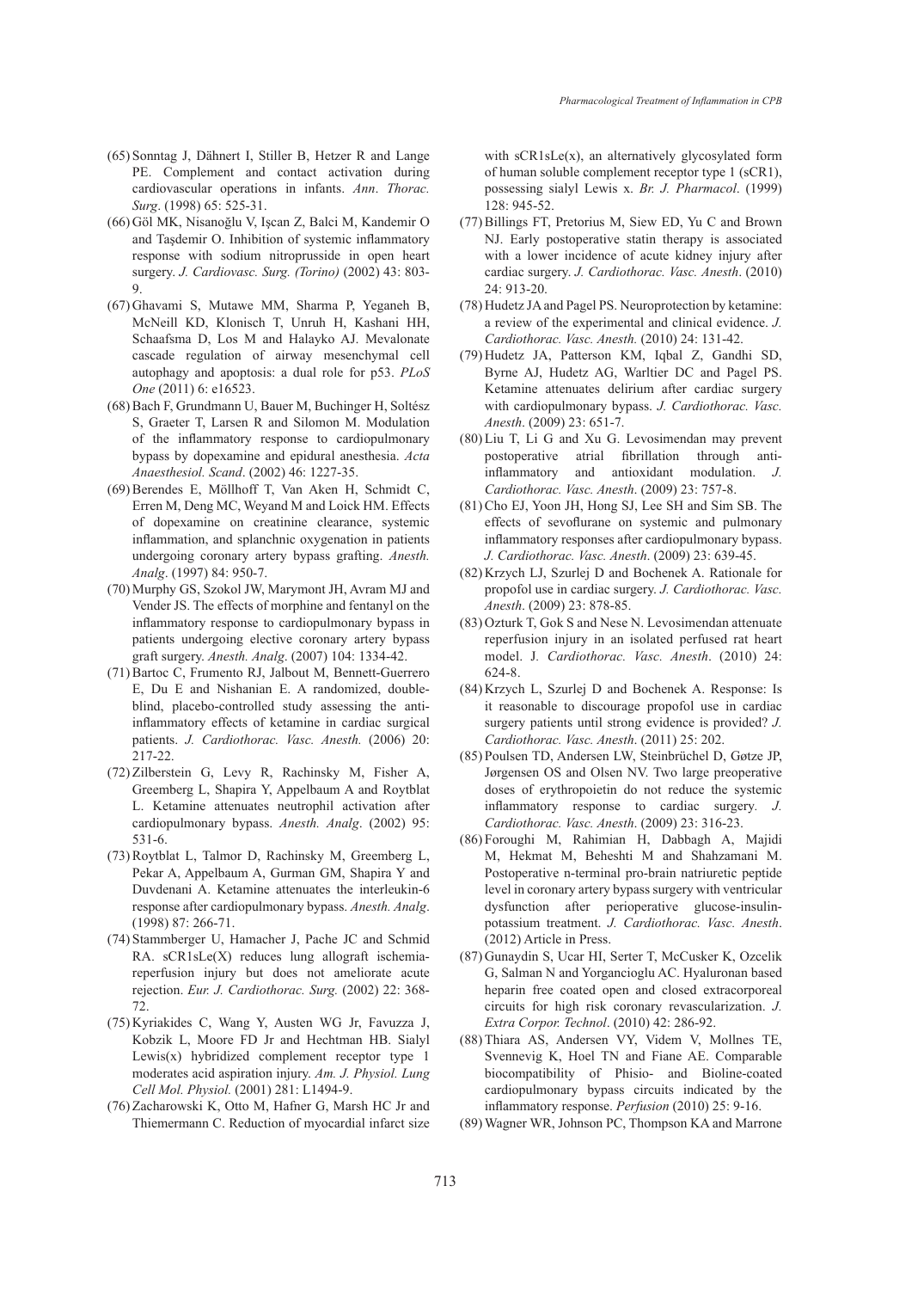(65) Sonntag J, Dähnert I, Stiller B, Hetzer R and Lange PE. Complement and contact activation during cardiovascular operations in infants. *Ann. Thorac. Surg*. (1998) 65: 525-31.

(66) Göl MK, Nisanoğlu V, Işcan Z, Balci M, Kandemir O and Taşdemir O. Inhibition of systemic inflammatory response with sodium nitroprusside in open heart surgery. *J. Cardiovasc. Surg. (Torino)* (2002) 43: 803-9.

(67) Ghavami S, Mutawe MM, Sharma P, Yeganeh B, McNeill KD, Klonisch T, Unruh H, Kashani HH, Schaafsma D, Los M and Halayko AJ. Mevalonate cascade regulation of airway mesenchymal cell autophagy and apoptosis: a dual role for p53. *PLoS One* (2011) 6: e16523.

(68) Bach F, Grundmann U, Bauer M, Buchinger H, Soltész S, Graeter T, Larsen R and Silomon M. Modulation of the inflammatory response to cardiopulmonary bypass by dopexamine and epidural anesthesia. *Acta Anaesthesiol. Scand*. (2002) 46: 1227-35.

(69) Berendes E, Möllhoff T, Van Aken H, Schmidt C, Erren M, Deng MC, Weyand M and Loick HM. Effects of dopexamine on creatinine clearance, systemic inflammation, and splanchnic oxygenation in patients undergoing coronary artery bypass grafting. *Anesth. Analg*. (1997) 84: 950-7.

(70) Murphy GS, Szokol JW, Marymont JH, Avram MJ and Vender JS. The effects of morphine and fentanyl on the inflammatory response to cardiopulmonary bypass in patients undergoing elective coronary artery bypass graft surgery. *Anesth. Analg*. (2007) 104: 1334-42.

(71) Bartoc C, Frumento RJ, Jalbout M, Bennett-Guerrero E, Du E and Nishanian E. A randomized, double-blind, placebo-controlled study assessing the anti-inflammatory effects of ketamine in cardiac surgical patients. *J. Cardiothorac. Vasc. Anesth.* (2006) 20: 217-22.

(72) Zilberstein G, Levy R, Rachinsky M, Fisher A, Greemberg L, Shapira Y, Appelbaum A and Roytblat L. Ketamine attenuates neutrophil activation after cardiopulmonary bypass. *Anesth. Analg*. (2002) 95: 531-6.

(73) Roytblat L, Talmor D, Rachinsky M, Greemberg L, Pekar A, Appelbaum A, Gurman GM, Shapira Y and Duvdenani A. Ketamine attenuates the interleukin-6 response after cardiopulmonary bypass. *Anesth. Analg*. (1998) 87: 266-71.

(74) Stammberger U, Hamacher J, Pache JC and Schmid RA. sCR1sLe(X) reduces lung allograft ischemia-reperfusion injury but does not ameliorate acute rejection. *Eur. J. Cardiothorac. Surg.* (2002) 22: 368-72.

(75) Kyriakides C, Wang Y, Austen WG Jr, Favuzza J, Kobzik L, Moore FD Jr and Hechtman HB. Sialyl Lewis(x) hybridized complement receptor type 1 moderates acid aspiration injury. *Am. J. Physiol. Lung Cell Mol. Physiol.* (2001) 281: L1494-9.

(76) Zacharowski K, Otto M, Hafner G, Marsh HC Jr and Thiemermann C. Reduction of myocardial infarct size with sCR1sLe(x), an alternatively glycosylated form of human soluble complement receptor type 1 (sCR1), possessing sialyl Lewis x. *Br. J. Pharmacol*. (1999) 128: 945-52.

(77) Billings FT, Pretorius M, Siew ED, Yu C and Brown NJ. Early postoperative statin therapy is associated with a lower incidence of acute kidney injury after cardiac surgery. *J. Cardiothorac. Vasc. Anesth*. (2010) 24: 913-20.

(78) Hudetz JA and Pagel PS. Neuroprotection by ketamine: a review of the experimental and clinical evidence. *J. Cardiothorac. Vasc. Anesth.* (2010) 24: 131-42.

(79) Hudetz JA, Patterson KM, Iqbal Z, Gandhi SD, Byrne AJ, Hudetz AG, Warltier DC and Pagel PS. Ketamine attenuates delirium after cardiac surgery with cardiopulmonary bypass. *J. Cardiothorac. Vasc. Anesth*. (2009) 23: 651-7.

(80) Liu T, Li G and Xu G. Levosimendan may prevent postoperative atrial fibrillation through anti-inflammatory and antioxidant modulation. *J. Cardiothorac. Vasc. Anesth*. (2009) 23: 757-8.

(81) Cho EJ, Yoon JH, Hong SJ, Lee SH and Sim SB. The effects of sevoflurane on systemic and pulmonary inflammatory responses after cardiopulmonary bypass. *J. Cardiothorac. Vasc. Anesth*. (2009) 23: 639-45.

(82) Krzych LJ, Szurlej D and Bochenek A. Rationale for propofol use in cardiac surgery. *J. Cardiothorac. Vasc. Anesth*. (2009) 23: 878-85.

(83) Ozturk T, Gok S and Nese N. Levosimendan attenuate reperfusion injury in an isolated perfused rat heart model. J. *Cardiothorac. Vasc. Anesth*. (2010) 24: 624-8.

(84) Krzych L, Szurlej D and Bochenek A. Response: Is it reasonable to discourage propofol use in cardiac surgery patients until strong evidence is provided? *J. Cardiothorac. Vasc. Anesth*. (2011) 25: 202.

(85) Poulsen TD, Andersen LW, Steinbrüchel D, Gøtze JP, Jørgensen OS and Olsen NV. Two large preoperative doses of erythropoietin do not reduce the systemic inflammatory response to cardiac surgery. *J. Cardiothorac. Vasc. Anesth*. (2009) 23: 316-23.

(86) Foroughi M, Rahimian H, Dabbagh A, Majidi M, Hekmat M, Beheshti M and Shahzamani M. Postoperative n-terminal pro-brain natriuretic peptide level in coronary artery bypass surgery with ventricular dysfunction after perioperative glucose-insulin-potassium treatment. *J. Cardiothorac. Vasc. Anesth*. (2012) Article in Press.

(87) Gunaydin S, Ucar HI, Serter T, McCusker K, Ozcelik G, Salman N and Yorgancioglu AC. Hyaluronan based heparin free coated open and closed extracorporeal circuits for high risk coronary revascularization. *J. Extra Corpor. Technol*. (2010) 42: 286-92.

(88) Thiara AS, Andersen VY, Videm V, Mollnes TE, Svennevig K, Hoel TN and Fiane AE. Comparable biocompatibility of Phisio- and Bioline-coated cardiopulmonary bypass circuits indicated by the inflammatory response. *Perfusion* (2010) 25: 9-16.

(89) Wagner WR, Johnson PC, Thompson KA and Marrone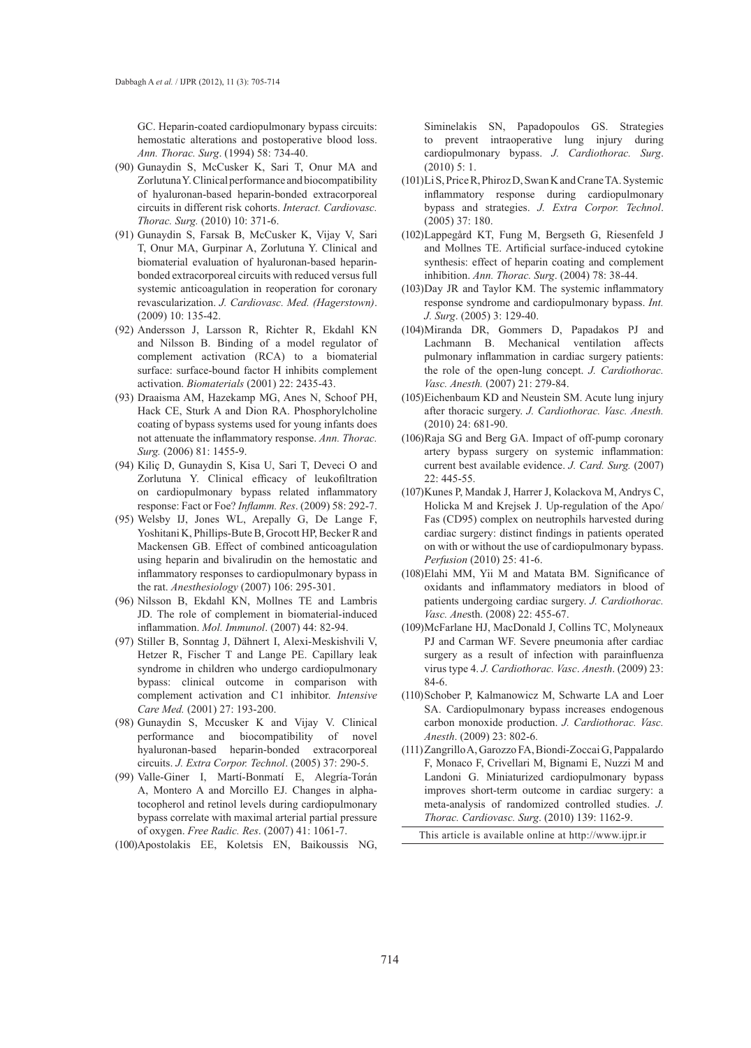GC. Heparin-coated cardiopulmonary bypass circuits: hemostatic alterations and postoperative blood loss. *Ann. Thorac. Surg*. (1994) 58: 734-40.

(90) Gunaydin S, McCusker K, Sari T, Onur MA and Zorlutuna Y. Clinical performance and biocompatibility of hyaluronan-based heparin-bonded extracorporeal circuits in different risk cohorts. *Interact. Cardiovasc. Thorac. Surg.* (2010) 10: 371-6.

(91) Gunaydin S, Farsak B, McCusker K, Vijay V, Sari T, Onur MA, Gurpinar A, Zorlutuna Y. Clinical and biomaterial evaluation of hyaluronan-based heparin-bonded extracorporeal circuits with reduced versus full systemic anticoagulation in reoperation for coronary revascularization. *J. Cardiovasc. Med. (Hagerstown)*. (2009) 10: 135-42.

(92) Andersson J, Larsson R, Richter R, Ekdahl KN and Nilsson B. Binding of a model regulator of complement activation (RCA) to a biomaterial surface: surface-bound factor H inhibits complement activation. *Biomaterials* (2001) 22: 2435-43.

(93) Draaisma AM, Hazekamp MG, Anes N, Schoof PH, Hack CE, Sturk A and Dion RA. Phosphorylcholine coating of bypass systems used for young infants does not attenuate the inflammatory response. *Ann. Thorac. Surg.* (2006) 81: 1455-9.

(94) Kiliç D, Gunaydin S, Kisa U, Sari T, Deveci O and Zorlutuna Y. Clinical efficacy of leukofiltration on cardiopulmonary bypass related inflammatory response: Fact or Foe? *Inflamm. Res*. (2009) 58: 292-7.

(95) Welsby IJ, Jones WL, Arepally G, De Lange F, Yoshitani K, Phillips-Bute B, Grocott HP, Becker R and Mackensen GB. Effect of combined anticoagulation using heparin and bivalirudin on the hemostatic and inflammatory responses to cardiopulmonary bypass in the rat. *Anesthesiology* (2007) 106: 295-301.

(96) Nilsson B, Ekdahl KN, Mollnes TE and Lambris JD. The role of complement in biomaterial-induced inflammation. *Mol. Immunol*. (2007) 44: 82-94.

(97) Stiller B, Sonntag J, Dähnert I, Alexi-Meskishvili V, Hetzer R, Fischer T and Lange PE. Capillary leak syndrome in children who undergo cardiopulmonary bypass: clinical outcome in comparison with complement activation and C1 inhibitor. *Intensive Care Med.* (2001) 27: 193-200.

(98) Gunaydin S, Mccusker K and Vijay V. Clinical performance and biocompatibility of novel hyaluronan-based heparin-bonded extracorporeal circuits. *J. Extra Corpor. Technol*. (2005) 37: 290-5.

(99) Valle-Giner I, Martí-Bonmatí E, Alegría-Torán A, Montero A and Morcillo EJ. Changes in alpha-tocopherol and retinol levels during cardiopulmonary bypass correlate with maximal arterial partial pressure of oxygen. *Free Radic. Res*. (2007) 41: 1061-7.

(100) Apostolakis EE, Koletsis EN, Baikoussis NG, Siminelakis SN, Papadopoulos GS. Strategies to prevent intraoperative lung injury during cardiopulmonary bypass. *J. Cardiothorac. Surg*. (2010) 5: 1.

(101) Li S, Price R, Phiroz D, Swan K and Crane TA. Systemic inflammatory response during cardiopulmonary bypass and strategies. *J. Extra Corpor. Technol*. (2005) 37: 180.

(102) Lappegård KT, Fung M, Bergseth G, Riesenfeld J and Mollnes TE. Artificial surface-induced cytokine synthesis: effect of heparin coating and complement inhibition. *Ann. Thorac. Surg*. (2004) 78: 38-44.

(103) Day JR and Taylor KM. The systemic inflammatory response syndrome and cardiopulmonary bypass. *Int. J. Surg*. (2005) 3: 129-40.

(104) Miranda DR, Gommers D, Papadakos PJ and Lachmann B. Mechanical ventilation affects pulmonary inflammation in cardiac surgery patients: the role of the open-lung concept. *J. Cardiothorac. Vasc. Anesth.* (2007) 21: 279-84.

(105) Eichenbaum KD and Neustein SM. Acute lung injury after thoracic surgery. *J. Cardiothorac. Vasc. Anesth.* (2010) 24: 681-90.

(106) Raja SG and Berg GA. Impact of off-pump coronary artery bypass surgery on systemic inflammation: current best available evidence. *J. Card. Surg.* (2007) 22: 445-55.

(107) Kunes P, Mandak J, Harrer J, Kolackova M, Andrys C, Holicka M and Krejsek J. Up-regulation of the Apo/Fas (CD95) complex on neutrophils harvested during cardiac surgery: distinct findings in patients operated on with or without the use of cardiopulmonary bypass. *Perfusion* (2010) 25: 41-6.

(108) Elahi MM, Yii M and Matata BM. Significance of oxidants and inflammatory mediators in blood of patients undergoing cardiac surgery. *J. Cardiothorac. Vasc. Anes*th. (2008) 22: 455-67.

(109) McFarlane HJ, MacDonald J, Collins TC, Molyneaux PJ and Carman WF. Severe pneumonia after cardiac surgery as a result of infection with parainfluenza virus type 4. *J. Cardiothorac. Vasc*. *Anesth*. (2009) 23: 84-6.

(110) Schober P, Kalmanowicz M, Schwarte LA and Loer SA. Cardiopulmonary bypass increases endogenous carbon monoxide production. *J. Cardiothorac. Vasc. Anesth*. (2009) 23: 802-6.

(111) Zangrillo A, Garozzo FA, Biondi-Zoccai G, Pappalardo F, Monaco F, Crivellari M, Bignami E, Nuzzi M and Landoni G. Miniaturized cardiopulmonary bypass improves short-term outcome in cardiac surgery: a meta-analysis of randomized controlled studies. *J. Thorac. Cardiovasc. Surg*. (2010) 139: 1162-9.

This article is available online at http://www.ijpr.ir